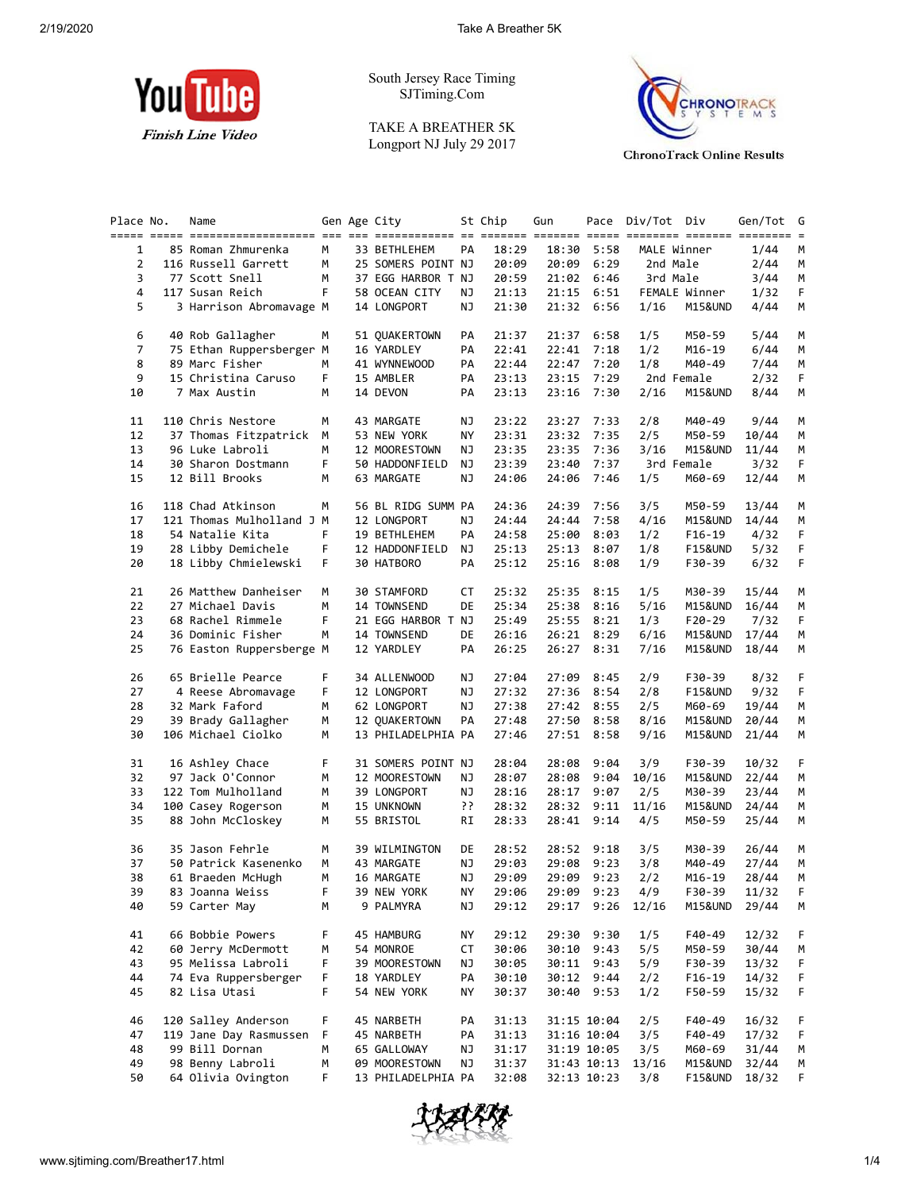South Jersey Race Timing
SJTiming.Com

TAKE A BREATHER 5K
Longport NJ July 29 2017

ChronoTrack Online Results

| Place | No. | Name | Gen | Age | City | St | Chip | Gun | Pace | Div/Tot | Div | Gen/Tot | G |
|---|---|---|---|---|---|---|---|---|---|---|---|---|---|
| 1 | 85 | Roman Zhmurenka | M | 33 | BETHLEHEM | PA | 18:29 | 18:30 | 5:58 | MALE Winner | | 1/44 | M |
| 2 | 116 | Russell Garrett | M | 25 | SOMERS POINT | NJ | 20:09 | 20:09 | 6:29 | 2nd Male | | 2/44 | M |
| 3 | 77 | Scott Snell | M | 37 | EGG HARBOR T | NJ | 20:59 | 21:02 | 6:46 | 3rd Male | | 3/44 | M |
| 4 | 117 | Susan Reich | F | 58 | OCEAN CITY | NJ | 21:13 | 21:15 | 6:51 | FEMALE Winner | | 1/32 | F |
| 5 | 3 | Harrison Abromavage | M | 14 | LONGPORT | NJ | 21:30 | 21:32 | 6:56 | 1/16 | M15&UND | 4/44 | M |
| 6 | 40 | Rob Gallagher | M | 51 | QUAKERTOWN | PA | 21:37 | 21:37 | 6:58 | 1/5 | M50-59 | 5/44 | M |
| 7 | 75 | Ethan Ruppersberger | M | 16 | YARDLEY | PA | 22:41 | 22:41 | 7:18 | 1/2 | M16-19 | 6/44 | M |
| 8 | 89 | Marc Fisher | M | 41 | WYNNEWOOD | PA | 22:44 | 22:47 | 7:20 | 1/8 | M40-49 | 7/44 | M |
| 9 | 15 | Christina Caruso | F | 15 | AMBLER | PA | 23:13 | 23:15 | 7:29 | 2nd Female | | 2/32 | F |
| 10 | 7 | Max Austin | M | 14 | DEVON | PA | 23:13 | 23:16 | 7:30 | 2/16 | M15&UND | 8/44 | M |
| 11 | 110 | Chris Nestore | M | 43 | MARGATE | NJ | 23:22 | 23:27 | 7:33 | 2/8 | M40-49 | 9/44 | M |
| 12 | 37 | Thomas Fitzpatrick | M | 53 | NEW YORK | NY | 23:31 | 23:32 | 7:35 | 2/5 | M50-59 | 10/44 | M |
| 13 | 96 | Luke Labroli | M | 12 | MOORESTOWN | NJ | 23:35 | 23:35 | 7:36 | 3/16 | M15&UND | 11/44 | M |
| 14 | 30 | Sharon Dostmann | F | 50 | HADDONFIELD | NJ | 23:39 | 23:40 | 7:37 | 3rd Female | | 3/32 | F |
| 15 | 12 | Bill Brooks | M | 63 | MARGATE | NJ | 24:06 | 24:06 | 7:46 | 1/5 | M60-69 | 12/44 | M |
| 16 | 118 | Chad Atkinson | M | 56 | BL RIDG SUMM | PA | 24:36 | 24:39 | 7:56 | 3/5 | M50-59 | 13/44 | M |
| 17 | 121 | Thomas Mulholland J | M | 12 | LONGPORT | NJ | 24:44 | 24:44 | 7:58 | 4/16 | M15&UND | 14/44 | M |
| 18 | 54 | Natalie Kita | F | 19 | BETHLEHEM | PA | 24:58 | 25:00 | 8:03 | 1/2 | F16-19 | 4/32 | F |
| 19 | 28 | Libby Demichele | F | 12 | HADDONFIELD | NJ | 25:13 | 25:13 | 8:07 | 1/8 | F15&UND | 5/32 | F |
| 20 | 18 | Libby Chmielewski | F | 30 | HATBORO | PA | 25:12 | 25:16 | 8:08 | 1/9 | F30-39 | 6/32 | F |
| 21 | 26 | Matthew Danheiser | M | 30 | STAMFORD | CT | 25:32 | 25:35 | 8:15 | 1/5 | M30-39 | 15/44 | M |
| 22 | 27 | Michael Davis | M | 14 | TOWNSEND | DE | 25:34 | 25:38 | 8:16 | 5/16 | M15&UND | 16/44 | M |
| 23 | 68 | Rachel Rimmele | F | 21 | EGG HARBOR T | NJ | 25:49 | 25:55 | 8:21 | 1/3 | F20-29 | 7/32 | F |
| 24 | 36 | Dominic Fisher | M | 14 | TOWNSEND | DE | 26:16 | 26:21 | 8:29 | 6/16 | M15&UND | 17/44 | M |
| 25 | 76 | Easton Ruppersberge | M | 12 | YARDLEY | PA | 26:25 | 26:27 | 8:31 | 7/16 | M15&UND | 18/44 | M |
| 26 | 65 | Brielle Pearce | F | 34 | ALLENWOOD | NJ | 27:04 | 27:09 | 8:45 | 2/9 | F30-39 | 8/32 | F |
| 27 | 4 | Reese Abromavage | F | 12 | LONGPORT | NJ | 27:32 | 27:36 | 8:54 | 2/8 | F15&UND | 9/32 | F |
| 28 | 32 | Mark Faford | M | 62 | LONGPORT | NJ | 27:38 | 27:42 | 8:55 | 2/5 | M60-69 | 19/44 | M |
| 29 | 39 | Brady Gallagher | M | 12 | QUAKERTOWN | PA | 27:48 | 27:50 | 8:58 | 8/16 | M15&UND | 20/44 | M |
| 30 | 106 | Michael Ciolko | M | 13 | PHILADELPHIA | PA | 27:46 | 27:51 | 8:58 | 9/16 | M15&UND | 21/44 | M |
| 31 | 16 | Ashley Chace | F | 31 | SOMERS POINT | NJ | 28:04 | 28:08 | 9:04 | 3/9 | F30-39 | 10/32 | F |
| 32 | 97 | Jack O'Connor | M | 12 | MOORESTOWN | NJ | 28:07 | 28:08 | 9:04 | 10/16 | M15&UND | 22/44 | M |
| 33 | 122 | Tom Mulholland | M | 39 | LONGPORT | NJ | 28:16 | 28:17 | 9:07 | 2/5 | M30-39 | 23/44 | M |
| 34 | 100 | Casey Rogerson | M | 15 | UNKNOWN | ?? | 28:32 | 28:32 | 9:11 | 11/16 | M15&UND | 24/44 | M |
| 35 | 88 | John McCloskey | M | 55 | BRISTOL | RI | 28:33 | 28:41 | 9:14 | 4/5 | M50-59 | 25/44 | M |
| 36 | 35 | Jason Fehrle | M | 39 | WILMINGTON | DE | 28:52 | 28:52 | 9:18 | 3/5 | M30-39 | 26/44 | M |
| 37 | 50 | Patrick Kasenenko | M | 43 | MARGATE | NJ | 29:03 | 29:08 | 9:23 | 3/8 | M40-49 | 27/44 | M |
| 38 | 61 | Braeden McHugh | M | 16 | MARGATE | NJ | 29:09 | 29:09 | 9:23 | 2/2 | M16-19 | 28/44 | M |
| 39 | 83 | Joanna Weiss | F | 39 | NEW YORK | NY | 29:06 | 29:09 | 9:23 | 4/9 | F30-39 | 11/32 | F |
| 40 | 59 | Carter May | M | 9 | PALMYRA | NJ | 29:12 | 29:17 | 9:26 | 12/16 | M15&UND | 29/44 | M |
| 41 | 66 | Bobbie Powers | F | 45 | HAMBURG | NY | 29:12 | 29:30 | 9:30 | 1/5 | F40-49 | 12/32 | F |
| 42 | 60 | Jerry McDermott | M | 54 | MONROE | CT | 30:06 | 30:10 | 9:43 | 5/5 | M50-59 | 30/44 | M |
| 43 | 95 | Melissa Labroli | F | 39 | MOORESTOWN | NJ | 30:05 | 30:11 | 9:43 | 5/9 | F30-39 | 13/32 | F |
| 44 | 74 | Eva Ruppersberger | F | 18 | YARDLEY | PA | 30:10 | 30:12 | 9:44 | 2/2 | F16-19 | 14/32 | F |
| 45 | 82 | Lisa Utasi | F | 54 | NEW YORK | NY | 30:37 | 30:40 | 9:53 | 1/2 | F50-59 | 15/32 | F |
| 46 | 120 | Salley Anderson | F | 45 | NARBETH | PA | 31:13 | 31:15 | 10:04 | 2/5 | F40-49 | 16/32 | F |
| 47 | 119 | Jane Day Rasmussen | F | 45 | NARBETH | PA | 31:13 | 31:16 | 10:04 | 3/5 | F40-49 | 17/32 | F |
| 48 | 99 | Bill Dornan | M | 65 | GALLOWAY | NJ | 31:17 | 31:19 | 10:05 | 3/5 | M60-69 | 31/44 | M |
| 49 | 98 | Benny Labroli | M | 09 | MOORESTOWN | NJ | 31:37 | 31:43 | 10:13 | 13/16 | M15&UND | 32/44 | M |
| 50 | 64 | Olivia Ovington | F | 13 | PHILADELPHIA | PA | 32:08 | 32:13 | 10:23 | 3/8 | F15&UND | 18/32 | F |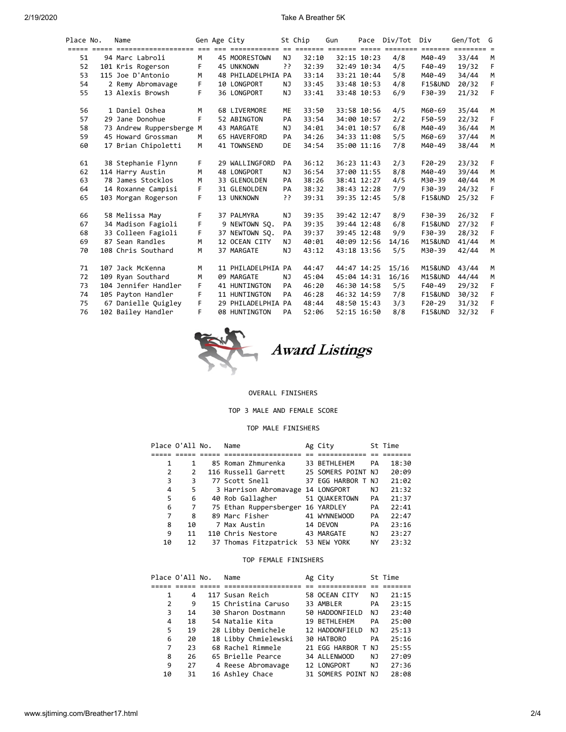| Place | No. | Name | Gen | Age | City | St | Chip | Gun | Pace | Div/Tot | Div | Gen/Tot | G |
|---|---|---|---|---|---|---|---|---|---|---|---|---|---|
| 51 | 94 | Marc Labroli | M | 45 | MOORESTOWN | NJ | 32:10 | 32:15 | 10:23 | 4/8 | M40-49 | 33/44 | M |
| 52 | 101 | Kris Rogerson | F | 45 | UNKNOWN | ?? | 32:39 | 32:49 | 10:34 | 4/5 | F40-49 | 19/32 | F |
| 53 | 115 | Joe D'Antonio | M | 48 | PHILADELPHIA | PA | 33:14 | 33:21 | 10:44 | 5/8 | M40-49 | 34/44 | M |
| 54 | 2 | Remy Abromavage | F | 10 | LONGPORT | NJ | 33:45 | 33:48 | 10:53 | 4/8 | F15&UND | 20/32 | F |
| 55 | 13 | Alexis Browsh | F | 36 | LONGPORT | NJ | 33:41 | 33:48 | 10:53 | 6/9 | F30-39 | 21/32 | F |
| 56 | 1 | Daniel Oshea | M | 68 | LIVERMORE | ME | 33:50 | 33:58 | 10:56 | 4/5 | M60-69 | 35/44 | M |
| 57 | 29 | Jane Donohue | F | 52 | ABINGTON | PA | 33:54 | 34:00 | 10:57 | 2/2 | F50-59 | 22/32 | F |
| 58 | 73 | Andrew Ruppersberge | M | 43 | MARGATE | NJ | 34:01 | 34:01 | 10:57 | 6/8 | M40-49 | 36/44 | M |
| 59 | 45 | Howard Grossman | M | 65 | HAVERFORD | PA | 34:26 | 34:33 | 11:08 | 5/5 | M60-69 | 37/44 | M |
| 60 | 17 | Brian Chipoletti | M | 41 | TOWNSEND | DE | 34:54 | 35:00 | 11:16 | 7/8 | M40-49 | 38/44 | M |
| 61 | 38 | Stephanie Flynn | F | 29 | WALLINGFORD | PA | 36:12 | 36:23 | 11:43 | 2/3 | F20-29 | 23/32 | F |
| 62 | 114 | Harry Austin | M | 48 | LONGPORT | NJ | 36:54 | 37:00 | 11:55 | 8/8 | M40-49 | 39/44 | M |
| 63 | 78 | James Stocklos | M | 33 | GLENOLDEN | PA | 38:26 | 38:41 | 12:27 | 4/5 | M30-39 | 40/44 | M |
| 64 | 14 | Roxanne Campisi | F | 31 | GLENOLDEN | PA | 38:32 | 38:43 | 12:28 | 7/9 | F30-39 | 24/32 | F |
| 65 | 103 | Morgan Rogerson | F | 13 | UNKNOWN | ?? | 39:31 | 39:35 | 12:45 | 5/8 | F15&UND | 25/32 | F |
| 66 | 58 | Melissa May | F | 37 | PALMYRA | NJ | 39:35 | 39:42 | 12:47 | 8/9 | F30-39 | 26/32 | F |
| 67 | 34 | Madison Fagioli | F | 9 | NEWTOWN SQ. | PA | 39:35 | 39:44 | 12:48 | 6/8 | F15&UND | 27/32 | F |
| 68 | 33 | Colleen Fagioli | F | 37 | NEWTOWN SQ. | PA | 39:37 | 39:45 | 12:48 | 9/9 | F30-39 | 28/32 | F |
| 69 | 87 | Sean Randles | M | 12 | OCEAN CITY | NJ | 40:01 | 40:09 | 12:56 | 14/16 | M15&UND | 41/44 | M |
| 70 | 108 | Chris Southard | M | 37 | MARGATE | NJ | 43:12 | 43:18 | 13:56 | 5/5 | M30-39 | 42/44 | M |
| 71 | 107 | Jack McKenna | M | 11 | PHILADELPHIA | PA | 44:47 | 44:47 | 14:25 | 15/16 | M15&UND | 43/44 | M |
| 72 | 109 | Ryan Southard | M | 09 | MARGATE | NJ | 45:04 | 45:04 | 14:31 | 16/16 | M15&UND | 44/44 | M |
| 73 | 104 | Jennifer Handler | F | 41 | HUNTINGTON | PA | 46:20 | 46:30 | 14:58 | 5/5 | F40-49 | 29/32 | F |
| 74 | 105 | Payton Handler | F | 11 | HUNTINGTON | PA | 46:28 | 46:32 | 14:59 | 7/8 | F15&UND | 30/32 | F |
| 75 | 67 | Danielle Quigley | F | 29 | PHILADELPHIA | PA | 48:44 | 48:50 | 15:43 | 3/3 | F20-29 | 31/32 | F |
| 76 | 102 | Bailey Handler | F | 08 | HUNTINGTON | PA | 52:06 | 52:15 | 16:50 | 8/8 | F15&UND | 32/32 | F |

## Award Listings

OVERALL FINISHERS

TOP 3 MALE AND FEMALE SCORE

### TOP MALE FINISHERS

| Place | O'All | No. | Name | Ag | City | St | Time |
|---|---|---|---|---|---|---|---|
| 1 | 1 | 85 | Roman Zhmurenka | 33 | BETHLEHEM | PA | 18:30 |
| 2 | 2 | 116 | Russell Garrett | 25 | SOMERS POINT | NJ | 20:09 |
| 3 | 3 | 77 | Scott Snell | 37 | EGG HARBOR T | NJ | 21:02 |
| 4 | 5 | 3 | Harrison Abromavage | 14 | LONGPORT | NJ | 21:32 |
| 5 | 6 | 40 | Rob Gallagher | 51 | QUAKERTOWN | PA | 21:37 |
| 6 | 7 | 75 | Ethan Ruppersberger | 16 | YARDLEY | PA | 22:41 |
| 7 | 8 | 89 | Marc Fisher | 41 | WYNNEWOOD | PA | 22:47 |
| 8 | 10 | 7 | Max Austin | 14 | DEVON | PA | 23:16 |
| 9 | 11 | 110 | Chris Nestore | 43 | MARGATE | NJ | 23:27 |
| 10 | 12 | 37 | Thomas Fitzpatrick | 53 | NEW YORK | NY | 23:32 |

### TOP FEMALE FINISHERS

| Place | O'All | No. | Name | Ag | City | St | Time |
|---|---|---|---|---|---|---|---|
| 1 | 4 | 117 | Susan Reich | 58 | OCEAN CITY | NJ | 21:15 |
| 2 | 9 | 15 | Christina Caruso | 33 | AMBLER | PA | 23:15 |
| 3 | 14 | 30 | Sharon Dostmann | 50 | HADDONFIELD | NJ | 23:40 |
| 4 | 18 | 54 | Natalie Kita | 19 | BETHLEHEM | PA | 25:00 |
| 5 | 19 | 28 | Libby Demichele | 12 | HADDONFIELD | NJ | 25:13 |
| 6 | 20 | 18 | Libby Chmielewski | 30 | HATBORO | PA | 25:16 |
| 7 | 23 | 68 | Rachel Rimmele | 21 | EGG HARBOR T | NJ | 25:55 |
| 8 | 26 | 65 | Brielle Pearce | 34 | ALLENWOOD | NJ | 27:09 |
| 9 | 27 | 4 | Reese Abromavage | 12 | LONGPORT | NJ | 27:36 |
| 10 | 31 | 16 | Ashley Chace | 31 | SOMERS POINT | NJ | 28:08 |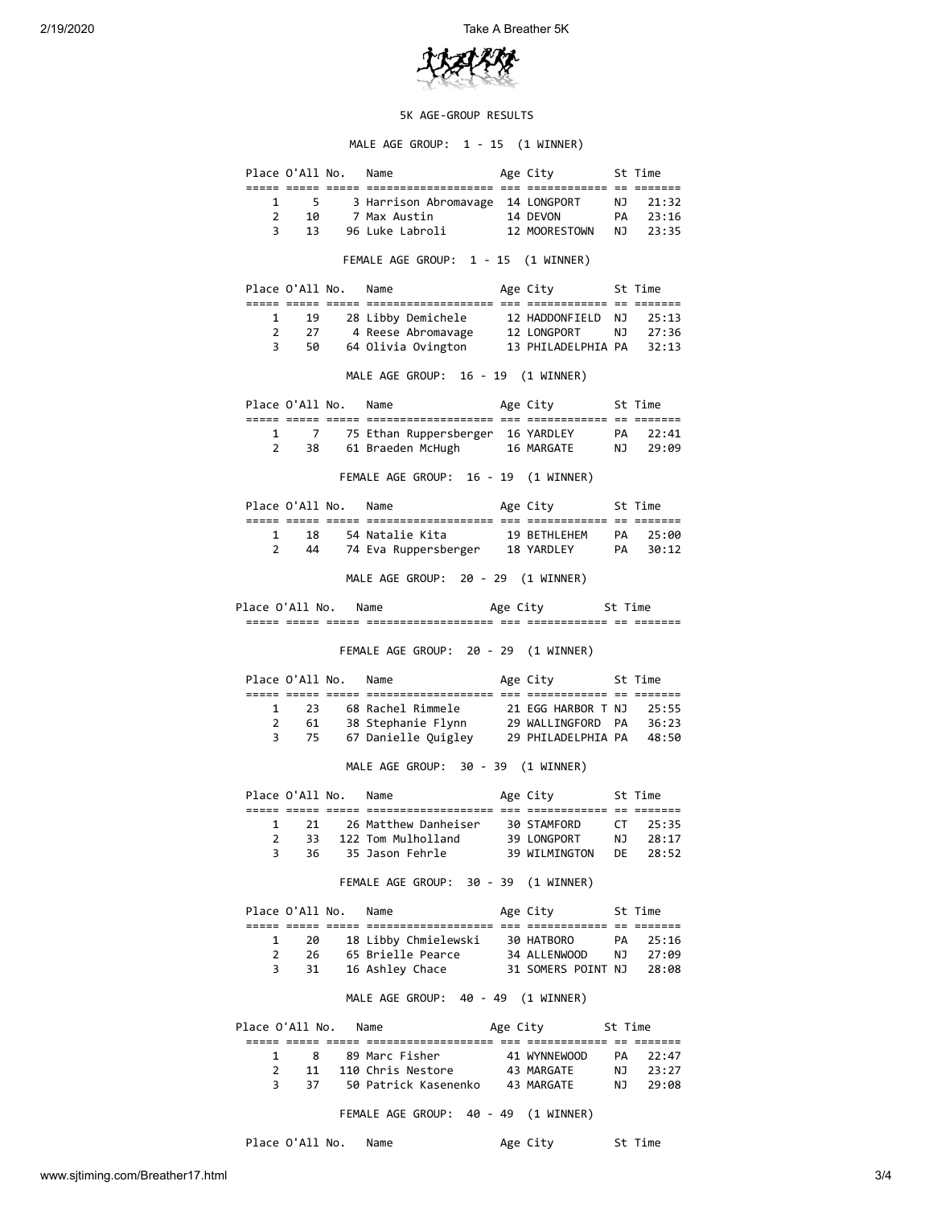5K AGE-GROUP RESULTS

MALE AGE GROUP: 1 - 15 (1 WINNER)

| Place | O'All | No. | Name | Age | City | St | Time |
|---|---|---|---|---|---|---|---|
| 1 | 5 | 3 | Harrison Abromavage | 14 | LONGPORT | NJ | 21:32 |
| 2 | 10 | 7 | Max Austin | 14 | DEVON | PA | 23:16 |
| 3 | 13 | 96 | Luke Labroli | 12 | MOORESTOWN | NJ | 23:35 |

FEMALE AGE GROUP: 1 - 15 (1 WINNER)

| Place | O'All | No. | Name | Age | City | St | Time |
|---|---|---|---|---|---|---|---|
| 1 | 19 | 28 | Libby Demichele | 12 | HADDONFIELD | NJ | 25:13 |
| 2 | 27 | 4 | Reese Abromavage | 12 | LONGPORT | NJ | 27:36 |
| 3 | 50 | 64 | Olivia Ovington | 13 | PHILADELPHIA | PA | 32:13 |

MALE AGE GROUP: 16 - 19 (1 WINNER)

| Place | O'All | No. | Name | Age | City | St | Time |
|---|---|---|---|---|---|---|---|
| 1 | 7 | 75 | Ethan Ruppersberger | 16 | YARDLEY | PA | 22:41 |
| 2 | 38 | 61 | Braeden McHugh | 16 | MARGATE | NJ | 29:09 |

FEMALE AGE GROUP: 16 - 19 (1 WINNER)

| Place | O'All | No. | Name | Age | City | St | Time |
|---|---|---|---|---|---|---|---|
| 1 | 18 | 54 | Natalie Kita | 19 | BETHLEHEM | PA | 25:00 |
| 2 | 44 | 74 | Eva Ruppersberger | 18 | YARDLEY | PA | 30:12 |

MALE AGE GROUP: 20 - 29 (1 WINNER)

| Place | O'All | No. | Name | Age | City | St | Time |
|---|---|---|---|---|---|---|---|

FEMALE AGE GROUP: 20 - 29 (1 WINNER)

| Place | O'All | No. | Name | Age | City | St | Time |
|---|---|---|---|---|---|---|---|
| 1 | 23 | 68 | Rachel Rimmele | 21 | EGG HARBOR T | NJ | 25:55 |
| 2 | 61 | 38 | Stephanie Flynn | 29 | WALLINGFORD | PA | 36:23 |
| 3 | 75 | 67 | Danielle Quigley | 29 | PHILADELPHIA | PA | 48:50 |

MALE AGE GROUP: 30 - 39 (1 WINNER)

| Place | O'All | No. | Name | Age | City | St | Time |
|---|---|---|---|---|---|---|---|
| 1 | 21 | 26 | Matthew Danheiser | 30 | STAMFORD | CT | 25:35 |
| 2 | 33 | 122 | Tom Mulholland | 39 | LONGPORT | NJ | 28:17 |
| 3 | 36 | 35 | Jason Fehrle | 39 | WILMINGTON | DE | 28:52 |

FEMALE AGE GROUP: 30 - 39 (1 WINNER)

| Place | O'All | No. | Name | Age | City | St | Time |
|---|---|---|---|---|---|---|---|
| 1 | 20 | 18 | Libby Chmielewski | 30 | HATBORO | PA | 25:16 |
| 2 | 26 | 65 | Brielle Pearce | 34 | ALLENWOOD | NJ | 27:09 |
| 3 | 31 | 16 | Ashley Chace | 31 | SOMERS POINT | NJ | 28:08 |

MALE AGE GROUP: 40 - 49 (1 WINNER)

| Place | O'All | No. | Name | Age | City | St | Time |
|---|---|---|---|---|---|---|---|
| 1 | 8 | 89 | Marc Fisher | 41 | WYNNEWOOD | PA | 22:47 |
| 2 | 11 | 110 | Chris Nestore | 43 | MARGATE | NJ | 23:27 |
| 3 | 37 | 50 | Patrick Kasenenko | 43 | MARGATE | NJ | 29:08 |

FEMALE AGE GROUP: 40 - 49 (1 WINNER)

| Place | O'All | No. | Name | Age | City | St | Time |
|---|---|---|---|---|---|---|---|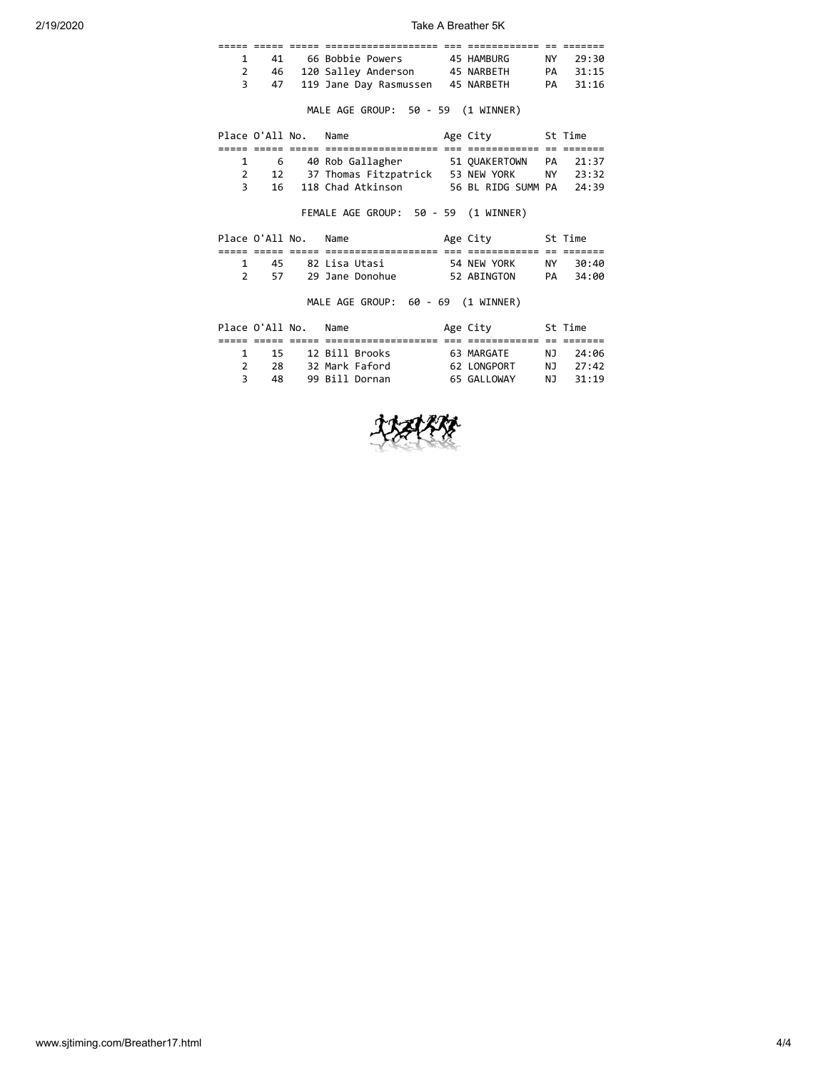| Place | O'All | No. | Name | Age | City | St | Time |
|---|---|---|---|---|---|---|---|
| 1 | 41 | 66 | Bobbie Powers | 45 | HAMBURG | NY | 29:30 |
| 2 | 46 | 120 | Salley Anderson | 45 | NARBETH | PA | 31:15 |
| 3 | 47 | 119 | Jane Day Rasmussen | 45 | NARBETH | PA | 31:16 |

MALE AGE GROUP: 50 - 59 (1 WINNER)

| Place | O'All | No. | Name | Age | City | St | Time |
|---|---|---|---|---|---|---|---|
| 1 | 6 | 40 | Rob Gallagher | 51 | QUAKERTOWN | PA | 21:37 |
| 2 | 12 | 37 | Thomas Fitzpatrick | 53 | NEW YORK | NY | 23:32 |
| 3 | 16 | 118 | Chad Atkinson | 56 | BL RIDG SUMM | PA | 24:39 |

FEMALE AGE GROUP: 50 - 59 (1 WINNER)

| Place | O'All | No. | Name | Age | City | St | Time |
|---|---|---|---|---|---|---|---|
| 1 | 45 | 82 | Lisa Utasi | 54 | NEW YORK | NY | 30:40 |
| 2 | 57 | 29 | Jane Donohue | 52 | ABINGTON | PA | 34:00 |

MALE AGE GROUP: 60 - 69 (1 WINNER)

| Place | O'All | No. | Name | Age | City | St | Time |
|---|---|---|---|---|---|---|---|
| 1 | 15 | 12 | Bill Brooks | 63 | MARGATE | NJ | 24:06 |
| 2 | 28 | 32 | Mark Faford | 62 | LONGPORT | NJ | 27:42 |
| 3 | 48 | 99 | Bill Dornan | 65 | GALLOWAY | NJ | 31:19 |